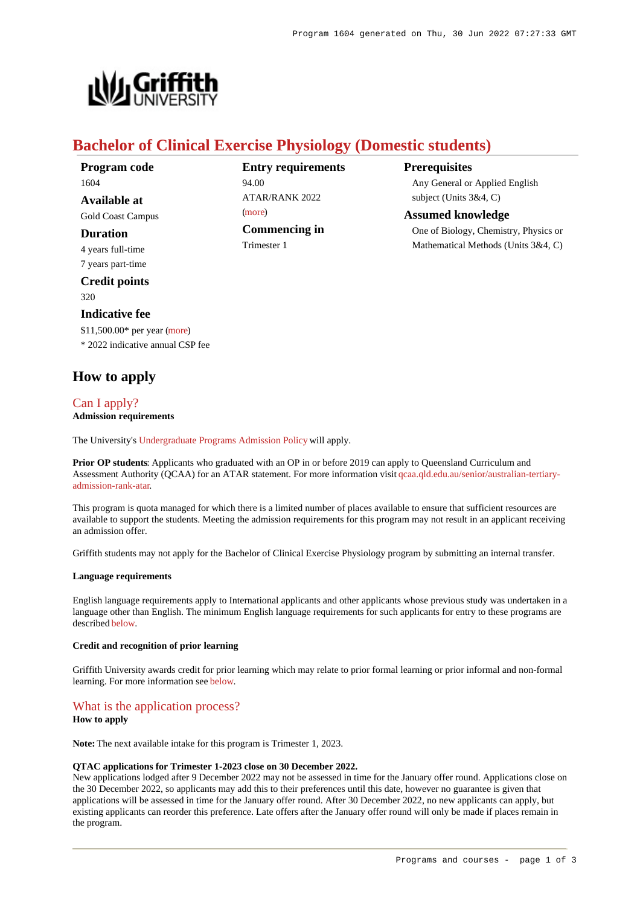# Bachelor of Clinical Exercise Physiology (Domestic students)

**Program code**
1604

**Available at**
Gold Coast Campus

**Duration**
4 years full-time
7 years part-time

**Credit points**
320

**Indicative fee**
$11,500.00* per year (more)
* 2022 indicative annual CSP fee

**Entry requirements**
94.00
ATAR/RANK 2022
(more)

**Commencing in**
Trimester 1

**Prerequisites**
Any General or Applied English subject (Units 3&4, C)

**Assumed knowledge**
One of Biology, Chemistry, Physics or Mathematical Methods (Units 3&4, C)

## How to apply

### Can I apply?

**Admission requirements**

The University's Undergraduate Programs Admission Policy will apply.

**Prior OP students**: Applicants who graduated with an OP in or before 2019 can apply to Queensland Curriculum and Assessment Authority (QCAA) for an ATAR statement. For more information visit qcaa.qld.edu.au/senior/australian-tertiary-admission-rank-atar.

This program is quota managed for which there is a limited number of places available to ensure that sufficient resources are available to support the students. Meeting the admission requirements for this program may not result in an applicant receiving an admission offer.

Griffith students may not apply for the Bachelor of Clinical Exercise Physiology program by submitting an internal transfer.

**Language requirements**

English language requirements apply to International applicants and other applicants whose previous study was undertaken in a language other than English. The minimum English language requirements for such applicants for entry to these programs are described below.

**Credit and recognition of prior learning**

Griffith University awards credit for prior learning which may relate to prior formal learning or prior informal and non-formal learning. For more information see below.

### What is the application process?

**How to apply**

**Note:** The next available intake for this program is Trimester 1, 2023.

**QTAC applications for Trimester 1-2023 close on 30 December 2022.**
New applications lodged after 9 December 2022 may not be assessed in time for the January offer round. Applications close on the 30 December 2022, so applicants may add this to their preferences until this date, however no guarantee is given that applications will be assessed in time for the January offer round. After 30 December 2022, no new applicants can apply, but existing applicants can reorder this preference. Late offers after the January offer round will only be made if places remain in the program.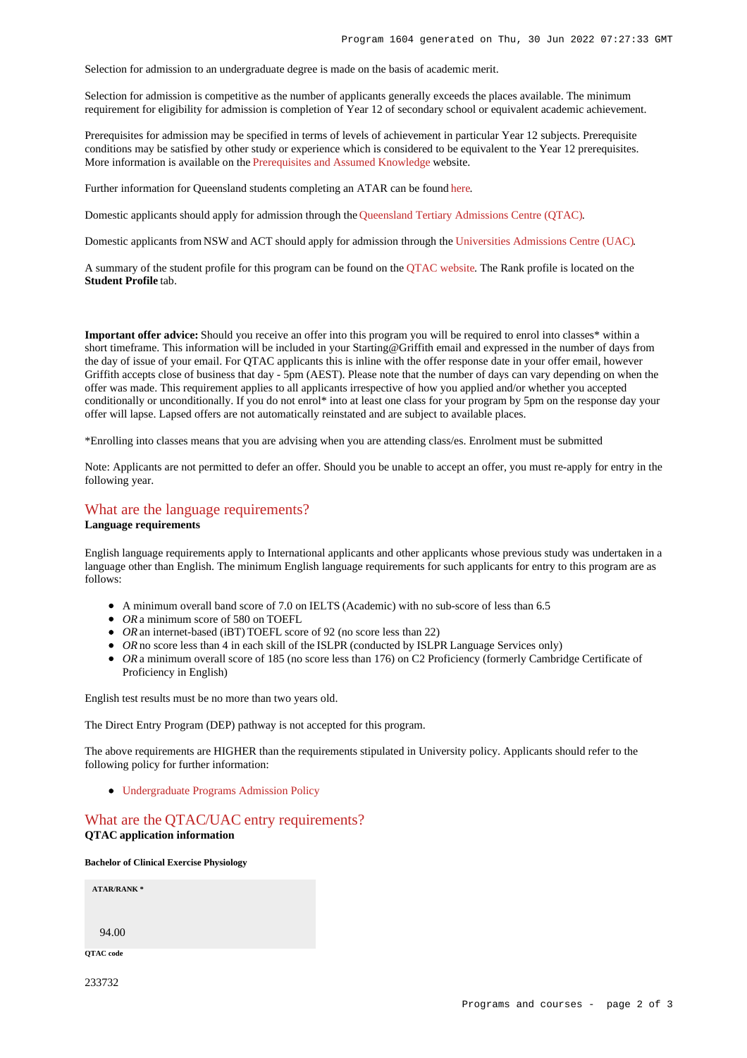Selection for admission to an undergraduate degree is made on the basis of academic merit.

Selection for admission is competitive as the number of applicants generally exceeds the places available. The minimum requirement for eligibility for admission is completion of Year 12 of secondary school or equivalent academic achievement.

Prerequisites for admission may be specified in terms of levels of achievement in particular Year 12 subjects. Prerequisite conditions may be satisfied by other study or experience which is considered to be equivalent to the Year 12 prerequisites. More information is available on the Prerequisites and Assumed Knowledge website.

Further information for Queensland students completing an ATAR can be found here.

Domestic applicants should apply for admission through the Queensland Tertiary Admissions Centre (QTAC).

Domestic applicants from NSW and ACT should apply for admission through the Universities Admissions Centre (UAC).

A summary of the student profile for this program can be found on the QTAC website. The Rank profile is located on the **Student Profile** tab.

**Important offer advice:** Should you receive an offer into this program you will be required to enrol into classes* within a short timeframe. This information will be included in your Starting@Griffith email and expressed in the number of days from the day of issue of your email. For QTAC applicants this is inline with the offer response date in your offer email, however Griffith accepts close of business that day - 5pm (AEST). Please note that the number of days can vary depending on when the offer was made. This requirement applies to all applicants irrespective of how you applied and/or whether you accepted conditionally or unconditionally. If you do not enrol* into at least one class for your program by 5pm on the response day your offer will lapse. Lapsed offers are not automatically reinstated and are subject to available places.

*Enrolling into classes means that you are advising when you are attending class/es. Enrolment must be submitted

Note: Applicants are not permitted to defer an offer. Should you be unable to accept an offer, you must re-apply for entry in the following year.

## What are the language requirements?

**Language requirements**

English language requirements apply to International applicants and other applicants whose previous study was undertaken in a language other than English. The minimum English language requirements for such applicants for entry to this program are as follows:

- A minimum overall band score of 7.0 on IELTS (Academic) with no sub-score of less than 6.5
- *OR* a minimum score of 580 on TOEFL
- *OR* an internet-based (iBT) TOEFL score of 92 (no score less than 22)
- *OR* no score less than 4 in each skill of the ISLPR (conducted by ISLPR Language Services only)
- *OR* a minimum overall score of 185 (no score less than 176) on C2 Proficiency (formerly Cambridge Certificate of Proficiency in English)

English test results must be no more than two years old.

The Direct Entry Program (DEP) pathway is not accepted for this program.

The above requirements are HIGHER than the requirements stipulated in University policy. Applicants should refer to the following policy for further information:

- Undergraduate Programs Admission Policy

## What are the QTAC/UAC entry requirements?

**QTAC application information**

**Bachelor of Clinical Exercise Physiology**

| ATAR/RANK * |
| --- |
| 94.00 |

**QTAC code**

233732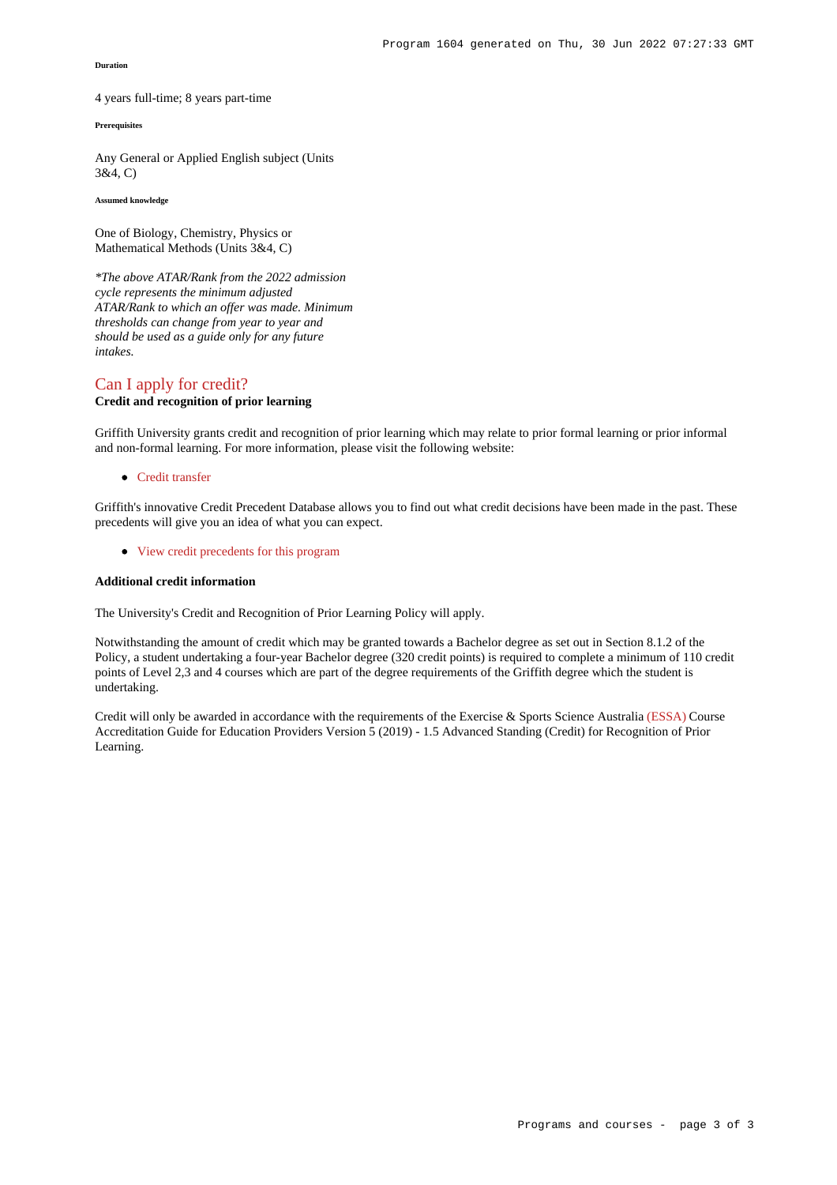##### Duration

4 years full-time; 8 years part-time

##### Prerequisites

Any General or Applied English subject (Units 3&4, C)

##### Assumed knowledge

One of Biology, Chemistry, Physics or Mathematical Methods (Units 3&4, C)

*\*The above ATAR/Rank from the 2022 admission cycle represents the minimum adjusted ATAR/Rank to which an offer was made. Minimum thresholds can change from year to year and should be used as a guide only for any future intakes.*

## Can I apply for credit?

**Credit and recognition of prior learning**

Griffith University grants credit and recognition of prior learning which may relate to prior formal learning or prior informal and non-formal learning. For more information, please visit the following website:

- Credit transfer

Griffith's innovative Credit Precedent Database allows you to find out what credit decisions have been made in the past. These precedents will give you an idea of what you can expect.

- View credit precedents for this program

**Additional credit information**

The University's Credit and Recognition of Prior Learning Policy will apply.

Notwithstanding the amount of credit which may be granted towards a Bachelor degree as set out in Section 8.1.2 of the Policy, a student undertaking a four-year Bachelor degree (320 credit points) is required to complete a minimum of 110 credit points of Level 2,3 and 4 courses which are part of the degree requirements of the Griffith degree which the student is undertaking.

Credit will only be awarded in accordance with the requirements of the Exercise & Sports Science Australia (ESSA) Course Accreditation Guide for Education Providers Version 5 (2019) - 1.5 Advanced Standing (Credit) for Recognition of Prior Learning.